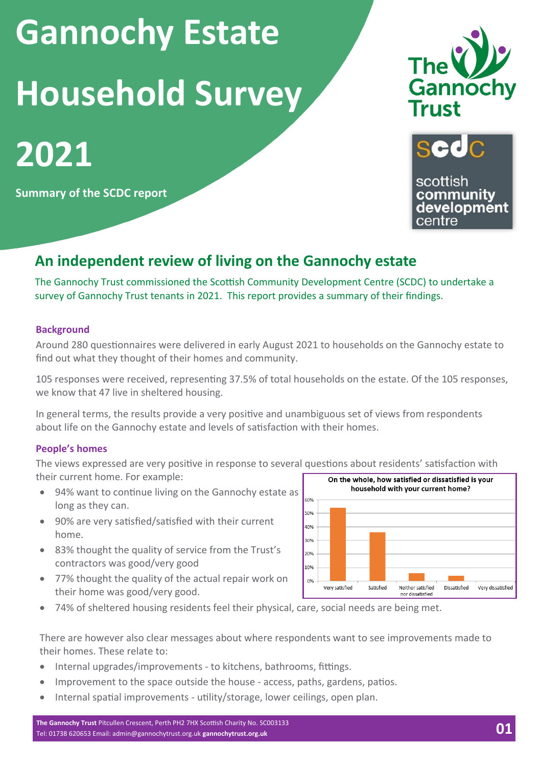# Gannochy Estate Household Survey 2021

**Summary of the SCDC report**

## An independent review of living on the Gannochy estate

The Gannochy Trust commissioned the Scottish Community Development Centre (SCDC) to undertake a survey of Gannochy Trust tenants in 2021. This report provides a summary of their findings.

### Background

Around 280 questionnaires were delivered in early August 2021 to households on the Gannochy estate to find out what they thought of their homes and community.

105 responses were received, representing 37.5% of total households on the estate. Of the 105 responses, we know that 47 live in sheltered housing.

In general terms, the results provide a very positive and unambiguous set of views from respondents about life on the Gannochy estate and levels of satisfaction with their homes.

### People's homes

The views expressed are very positive in response to several questions about residents' satisfaction with their current home. For example:

- 94% want to continue living on the Gannochy estate as long as they can.
- 90% are very satisfied/satisfied with their current home.
- 83% thought the quality of service from the Trust's contractors was good/very good
- 77% thought the quality of the actual repair work on their home was good/very good.
- 74% of sheltered housing residents feel their physical, care, social needs are being met.

**On the whole, how satisfied or dissatisfied is your household with your current home?**

| Response | Approx. % |
|---|---|
| Very satisfied | 54% |
| Satisfied | 36% |
| Neither satisfied nor dissatisfied | 6% |
| Dissatisfied | 4% |
| Very dissatisfied | 0% |

There are however also clear messages about where respondents want to see improvements made to their homes. These relate to:

- Internal upgrades/improvements - to kitchens, bathrooms, fittings.
- Improvement to the space outside the house - access, paths, gardens, patios.
- Internal spatial improvements - utility/storage, lower ceilings, open plan.

**The Gannochy Trust** Pitcullen Crescent, Perth PH2 7HX Scottish Charity No. SC003133
Tel: 01738 620653 Email: admin@gannochytrust.org.uk **gannochytrust.org.uk**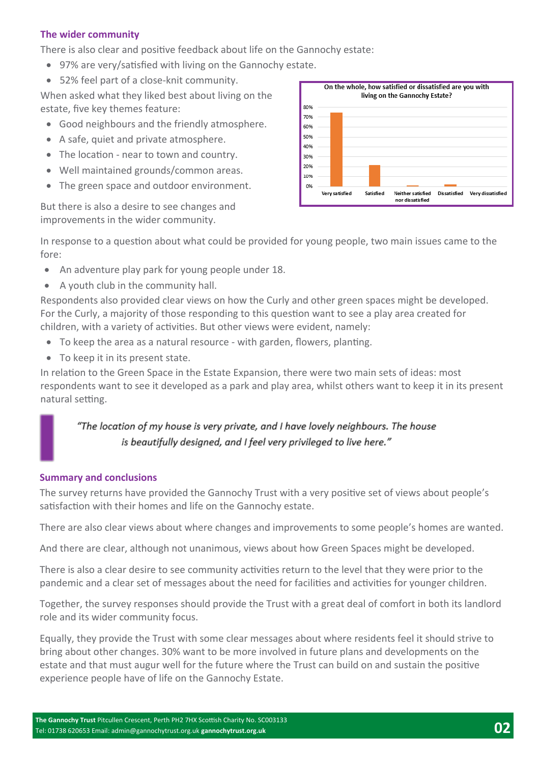### The wider community

There is also clear and positive feedback about life on the Gannochy estate:

- 97% are very/satisfied with living on the Gannochy estate.
- 52% feel part of a close-knit community.

When asked what they liked best about living on the estate, five key themes feature:

- Good neighbours and the friendly atmosphere.
- A safe, quiet and private atmosphere.
- The location - near to town and country.
- Well maintained grounds/common areas.
- The green space and outdoor environment.

But there is also a desire to see changes and improvements in the wider community.

In response to a question about what could be provided for young people, two main issues came to the fore:

- An adventure play park for young people under 18.
- A youth club in the community hall.

Respondents also provided clear views on how the Curly and other green spaces might be developed. For the Curly, a majority of those responding to this question want to see a play area created for children, with a variety of activities. But other views were evident, namely:

- To keep the area as a natural resource - with garden, flowers, planting.
- To keep it in its present state.

In relation to the Green Space in the Estate Expansion, there were two main sets of ideas: most respondents want to see it developed as a park and play area, whilst others want to keep it in its present natural setting.

> *"The location of my house is very private, and I have lovely neighbours. The house is beautifully designed, and I feel very privileged to live here."*

### Summary and conclusions

The survey returns have provided the Gannochy Trust with a very positive set of views about people's satisfaction with their homes and life on the Gannochy estate.

There are also clear views about where changes and improvements to some people's homes are wanted.

And there are clear, although not unanimous, views about how Green Spaces might be developed.

There is also a clear desire to see community activities return to the level that they were prior to the pandemic and a clear set of messages about the need for facilities and activities for younger children.

Together, the survey responses should provide the Trust with a great deal of comfort in both its landlord role and its wider community focus.

Equally, they provide the Trust with some clear messages about where residents feel it should strive to bring about other changes. 30% want to be more involved in future plans and developments on the estate and that must augur well for the future where the Trust can build on and sustain the positive experience people have of life on the Gannochy Estate.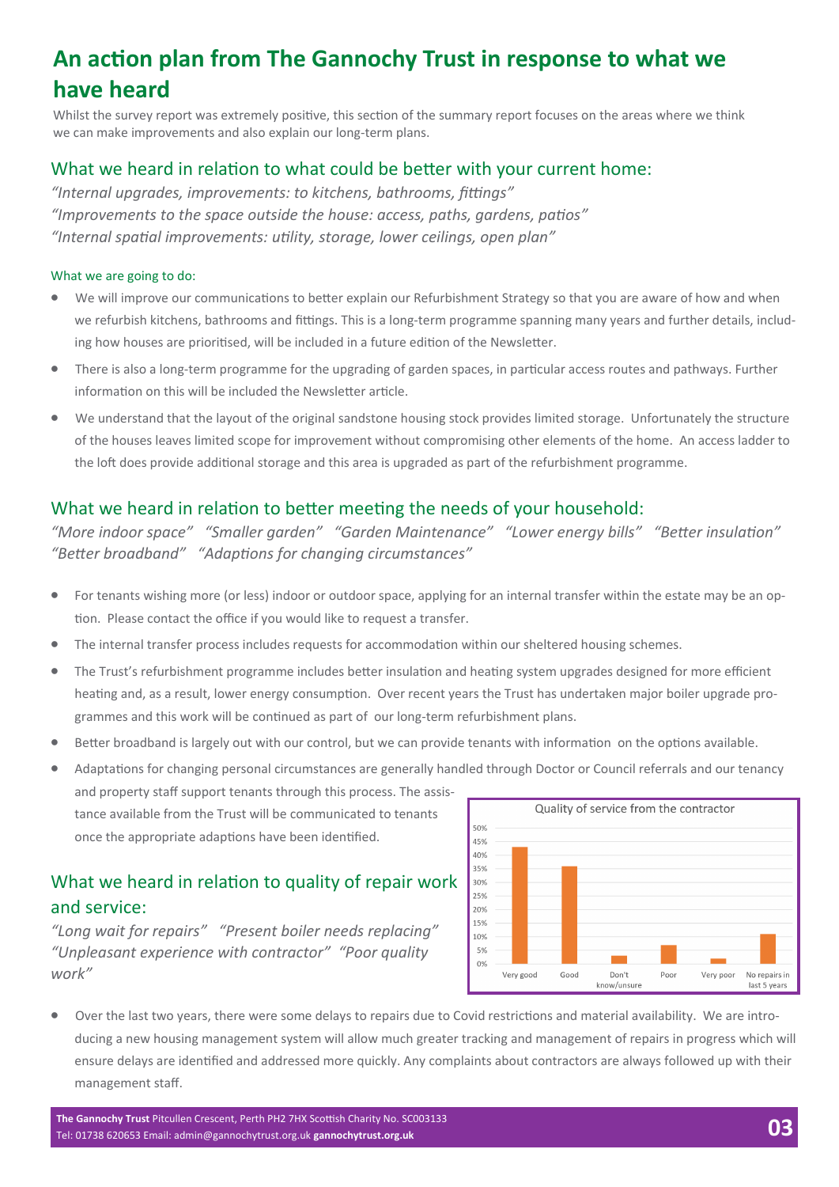# An action plan from The Gannochy Trust in response to what we have heard

Whilst the survey report was extremely positive, this section of the summary report focuses on the areas where we think we can make improvements and also explain our long-term plans.

## What we heard in relation to what could be better with your current home:

*"Internal upgrades, improvements: to kitchens, bathrooms, fittings"*
*"Improvements to the space outside the house: access, paths, gardens, patios"*
*"Internal spatial improvements: utility, storage, lower ceilings, open plan"*

### What we are going to do:

- We will improve our communications to better explain our Refurbishment Strategy so that you are aware of how and when we refurbish kitchens, bathrooms and fittings. This is a long-term programme spanning many years and further details, including how houses are prioritised, will be included in a future edition of the Newsletter.
- There is also a long-term programme for the upgrading of garden spaces, in particular access routes and pathways. Further information on this will be included the Newsletter article.
- We understand that the layout of the original sandstone housing stock provides limited storage. Unfortunately the structure of the houses leaves limited scope for improvement without compromising other elements of the home. An access ladder to the loft does provide additional storage and this area is upgraded as part of the refurbishment programme.

## What we heard in relation to better meeting the needs of your household:

*"More indoor space" "Smaller garden" "Garden Maintenance" "Lower energy bills" "Better insulation" "Better broadband" "Adaptions for changing circumstances"*

- For tenants wishing more (or less) indoor or outdoor space, applying for an internal transfer within the estate may be an option. Please contact the office if you would like to request a transfer.
- The internal transfer process includes requests for accommodation within our sheltered housing schemes.
- The Trust's refurbishment programme includes better insulation and heating system upgrades designed for more efficient heating and, as a result, lower energy consumption. Over recent years the Trust has undertaken major boiler upgrade programmes and this work will be continued as part of our long-term refurbishment plans.
- Better broadband is largely out with our control, but we can provide tenants with information on the options available.
- Adaptations for changing personal circumstances are generally handled through Doctor or Council referrals and our tenancy and property staff support tenants through this process. The assistance available from the Trust will be communicated to tenants once the appropriate adaptions have been identified.

## What we heard in relation to quality of repair work and service:

*"Long wait for repairs" "Present boiler needs replacing" "Unpleasant experience with contractor" "Poor quality work"*

Quality of service from the contractor

| Response | Approx. % |
|---|---|
| Very good | 43% |
| Good | 36% |
| Don't know/unsure | 3% |
| Poor | 7% |
| Very poor | 2% |
| No repairs in last 5 years | 11% |

- Over the last two years, there were some delays to repairs due to Covid restrictions and material availability. We are introducing a new housing management system will allow much greater tracking and management of repairs in progress which will ensure delays are identified and addressed more quickly. Any complaints about contractors are always followed up with their management staff.

**The Gannochy Trust** Pitcullen Crescent, Perth PH2 7HX Scottish Charity No. SC003133
Tel: 01738 620653 Email: admin@gannochytrust.org.uk **gannochytrust.org.uk**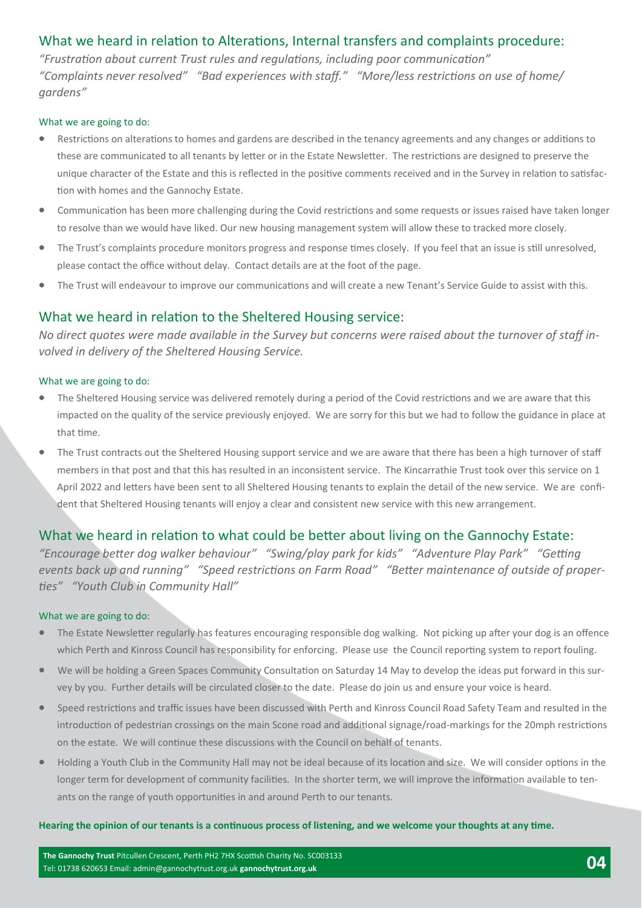## What we heard in relation to Alterations, Internal transfers and complaints procedure:

*"Frustration about current Trust rules and regulations, including poor communication"*
*"Complaints never resolved" "Bad experiences with staff." "More/less restrictions on use of home/gardens"*

### What we are going to do:

- Restrictions on alterations to homes and gardens are described in the tenancy agreements and any changes or additions to these are communicated to all tenants by letter or in the Estate Newsletter. The restrictions are designed to preserve the unique character of the Estate and this is reflected in the positive comments received and in the Survey in relation to satisfaction with homes and the Gannochy Estate.
- Communication has been more challenging during the Covid restrictions and some requests or issues raised have taken longer to resolve than we would have liked. Our new housing management system will allow these to tracked more closely.
- The Trust's complaints procedure monitors progress and response times closely. If you feel that an issue is still unresolved, please contact the office without delay. Contact details are at the foot of the page.
- The Trust will endeavour to improve our communications and will create a new Tenant's Service Guide to assist with this.

## What we heard in relation to the Sheltered Housing service:

*No direct quotes were made available in the Survey but concerns were raised about the turnover of staff involved in delivery of the Sheltered Housing Service.*

### What we are going to do:

- The Sheltered Housing service was delivered remotely during a period of the Covid restrictions and we are aware that this impacted on the quality of the service previously enjoyed. We are sorry for this but we had to follow the guidance in place at that time.
- The Trust contracts out the Sheltered Housing support service and we are aware that there has been a high turnover of staff members in that post and that this has resulted in an inconsistent service. The Kincarrathie Trust took over this service on 1 April 2022 and letters have been sent to all Sheltered Housing tenants to explain the detail of the new service. We are confident that Sheltered Housing tenants will enjoy a clear and consistent new service with this new arrangement.

## What we heard in relation to what could be better about living on the Gannochy Estate:

*"Encourage better dog walker behaviour" "Swing/play park for kids" "Adventure Play Park" "Getting events back up and running" "Speed restrictions on Farm Road" "Better maintenance of outside of properties" "Youth Club in Community Hall"*

### What we are going to do:

- The Estate Newsletter regularly has features encouraging responsible dog walking. Not picking up after your dog is an offence which Perth and Kinross Council has responsibility for enforcing. Please use the Council reporting system to report fouling.
- We will be holding a Green Spaces Community Consultation on Saturday 14 May to develop the ideas put forward in this survey by you. Further details will be circulated closer to the date. Please do join us and ensure your voice is heard.
- Speed restrictions and traffic issues have been discussed with Perth and Kinross Council Road Safety Team and resulted in the introduction of pedestrian crossings on the main Scone road and additional signage/road-markings for the 20mph restrictions on the estate. We will continue these discussions with the Council on behalf of tenants.
- Holding a Youth Club in the Community Hall may not be ideal because of its location and size. We will consider options in the longer term for development of community facilities. In the shorter term, we will improve the information available to tenants on the range of youth opportunities in and around Perth to our tenants.

**Hearing the opinion of our tenants is a continuous process of listening, and we welcome your thoughts at any time.**

**The Gannochy Trust** Pitcullen Crescent, Perth PH2 7HX Scottish Charity No. SC003133
Tel: 01738 620653 Email: admin@gannochytrust.org.uk **gannochytrust.org.uk**